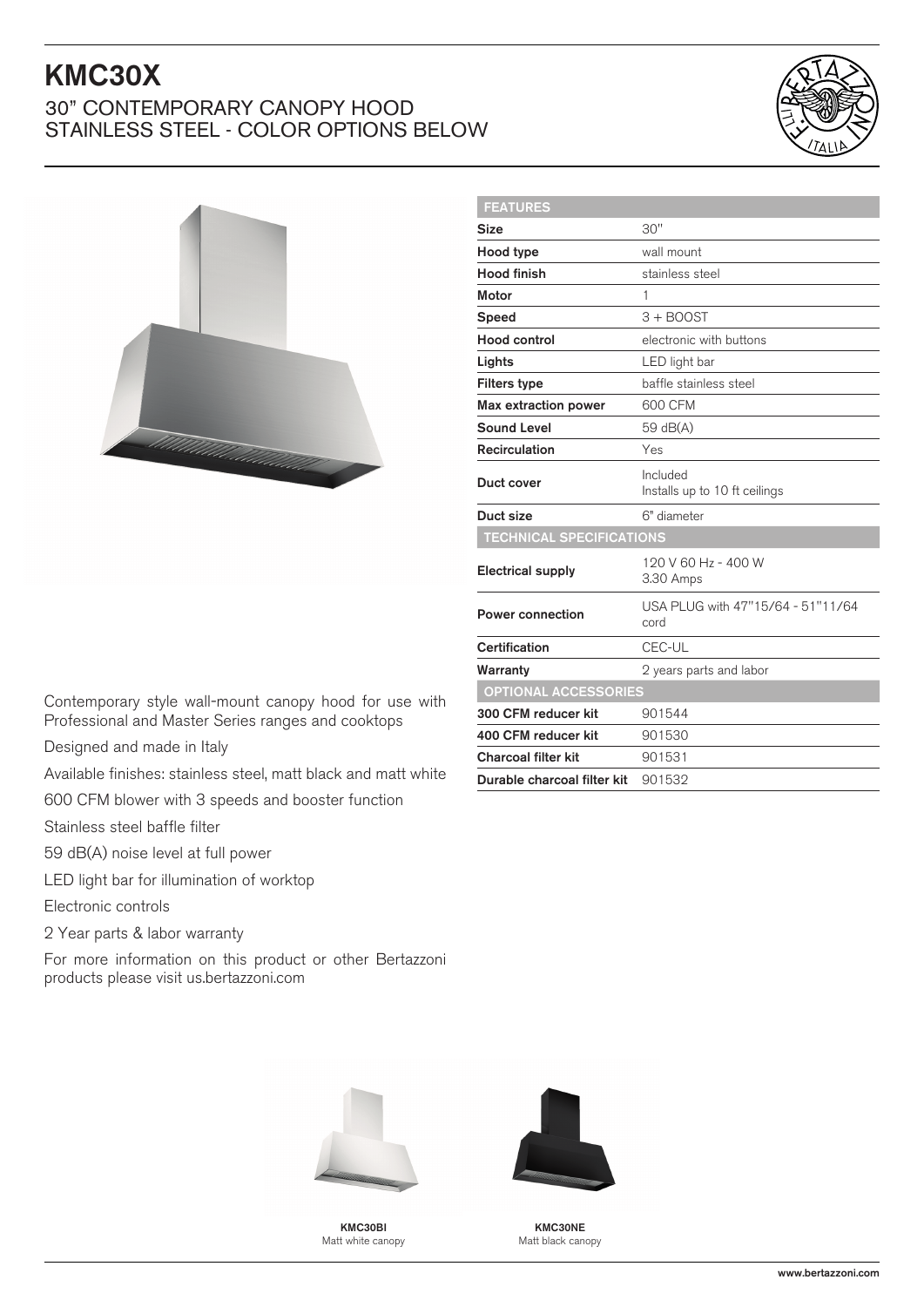# KMC30X

## 30" CONTEMPORARY CANOPY HOOD STAINLESS STEEL - COLOR OPTIONS BELOW

| FEATURES | |
|---|---|
| Size | 30" |
| Hood type | wall mount |
| Hood finish | stainless steel |
| Motor | 1 |
| Speed | 3 + BOOST |
| Hood control | electronic with buttons |
| Lights | LED light bar |
| Filters type | baffle stainless steel |
| Max extraction power | 600 CFM |
| Sound Level | 59 dB(A) |
| Recirculation | Yes |
| Duct cover | Included<br>Installs up to 10 ft ceilings |
| Duct size | 6" diameter |
| **TECHNICAL SPECIFICATIONS** | |
| Electrical supply | 120 V 60 Hz - 400 W<br>3.30 Amps |
| Power connection | USA PLUG with 47"15/64 - 51"11/64 cord |
| Certification | CEC-UL |
| Warranty | 2 years parts and labor |
| **OPTIONAL ACCESSORIES** | |
| 300 CFM reducer kit | 901544 |
| 400 CFM reducer kit | 901530 |
| Charcoal filter kit | 901531 |
| Durable charcoal filter kit | 901532 |

Contemporary style wall-mount canopy hood for use with Professional and Master Series ranges and cooktops

Designed and made in Italy

Available finishes: stainless steel, matt black and matt white

600 CFM blower with 3 speeds and booster function

Stainless steel baffle filter

59 dB(A) noise level at full power

LED light bar for illumination of worktop

Electronic controls

2 Year parts & labor warranty

For more information on this product or other Bertazzoni products please visit us.bertazzoni.com

**KMC30BI**
Matt white canopy

**KMC30NE**
Matt black canopy

www.bertazzoni.com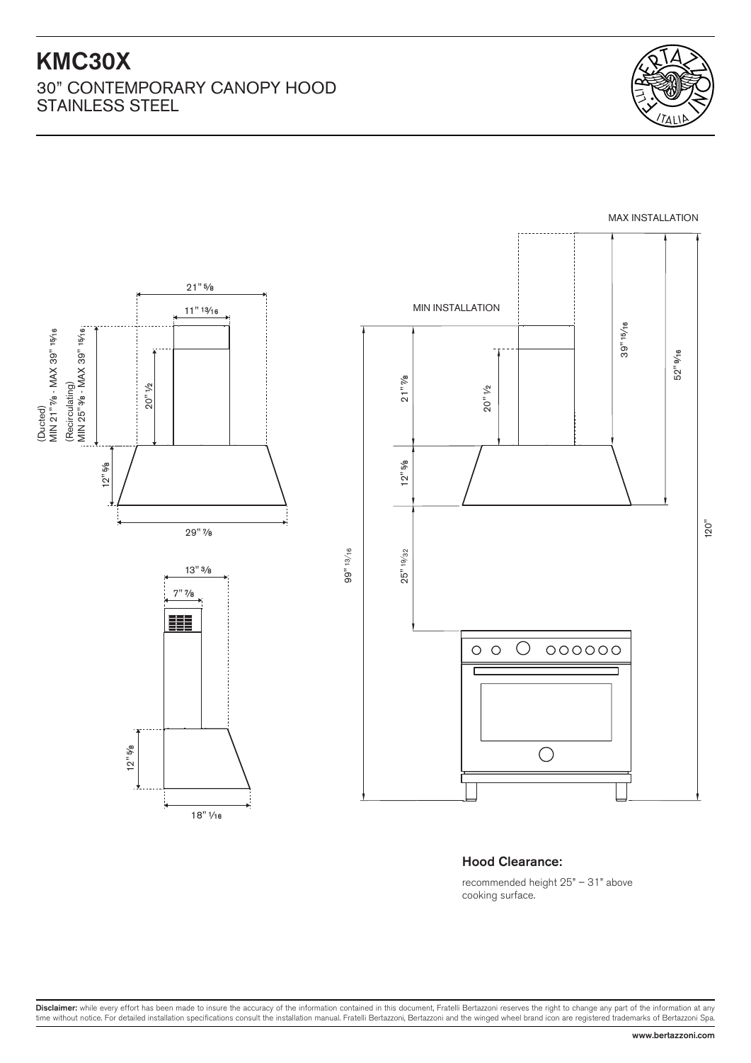# KMC30X

## 30" CONTEMPORARY CANOPY HOOD STAINLESS STEEL

21" 5/8

11" 13/16

(Ducted) MIN 21" 7/8 - MAX 39" 15/16

(Recirculating) MIN 25" 3/8 - MAX 39" 15/16

20" 1/2

12" 5/8

29" 7/8

13" 3/8

7" 7/8

12" 5/8

18" 1/16

MAX INSTALLATION

MIN INSTALLATION

21" 7/8

20" 1/2

12" 5/8

25" 19/32

99" 13/16

39" 15/16

52" 9/16

120"

### Hood Clearance:

recommended height 25" – 31" above cooking surface.

**Disclaimer:** while every effort has been made to insure the accuracy of the information contained in this document, Fratelli Bertazzoni reserves the right to change any part of the information at any time without notice. For detailed installation specifications consult the installation manual. Fratelli Bertazzoni, Bertazzoni and the winged wheel brand icon are registered trademarks of Bertazzoni Spa.

**www.bertazzoni.com**